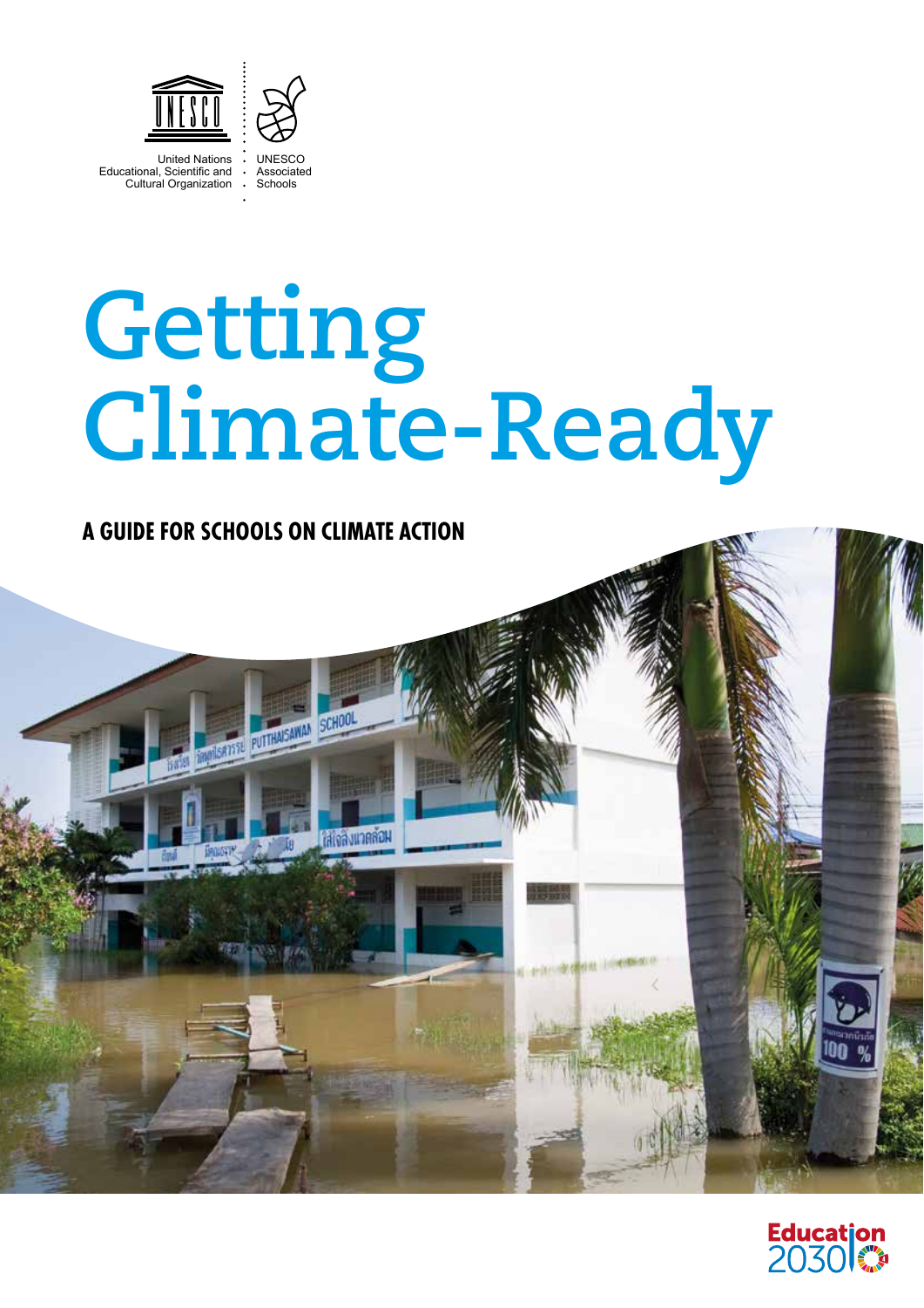United Nations Educational, Scientific and Cultural Organization

UNESCO Associated Schools

# Getting Climate-Ready

## A GUIDE FOR SCHOOLS ON CLIMATE ACTION

Education 2030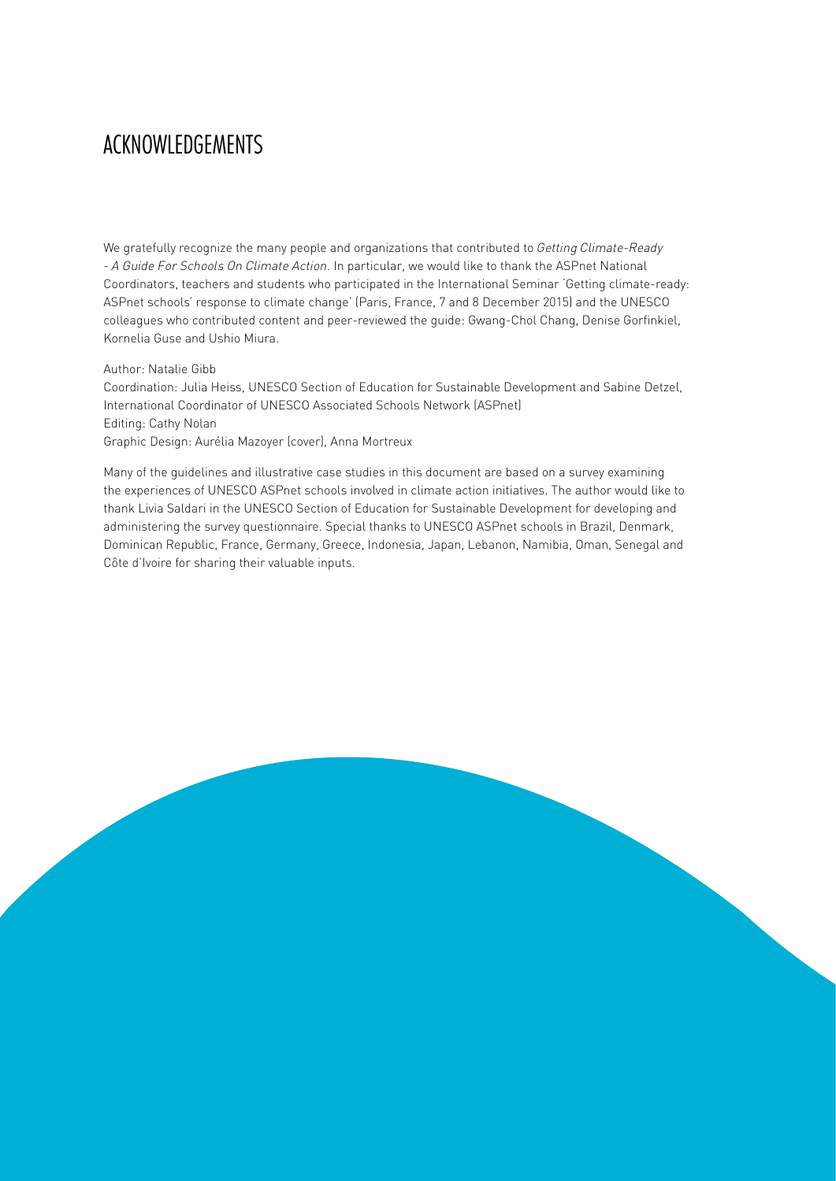# ACKNOWLEDGEMENTS

We gratefully recognize the many people and organizations that contributed to *Getting Climate-Ready - A Guide For Schools On Climate Action*. In particular, we would like to thank the ASPnet National Coordinators, teachers and students who participated in the International Seminar 'Getting climate-ready: ASPnet schools' response to climate change' (Paris, France, 7 and 8 December 2015) and the UNESCO colleagues who contributed content and peer-reviewed the guide: Gwang-Chol Chang, Denise Gorfinkiel, Kornelia Guse and Ushio Miura.

Author: Natalie Gibb
Coordination: Julia Heiss, UNESCO Section of Education for Sustainable Development and Sabine Detzel, International Coordinator of UNESCO Associated Schools Network (ASPnet)
Editing: Cathy Nolan
Graphic Design: Aurélia Mazoyer (cover), Anna Mortreux

Many of the guidelines and illustrative case studies in this document are based on a survey examining the experiences of UNESCO ASPnet schools involved in climate action initiatives. The author would like to thank Livia Saldari in the UNESCO Section of Education for Sustainable Development for developing and administering the survey questionnaire. Special thanks to UNESCO ASPnet schools in Brazil, Denmark, Dominican Republic, France, Germany, Greece, Indonesia, Japan, Lebanon, Namibia, Oman, Senegal and Côte d'Ivoire for sharing their valuable inputs.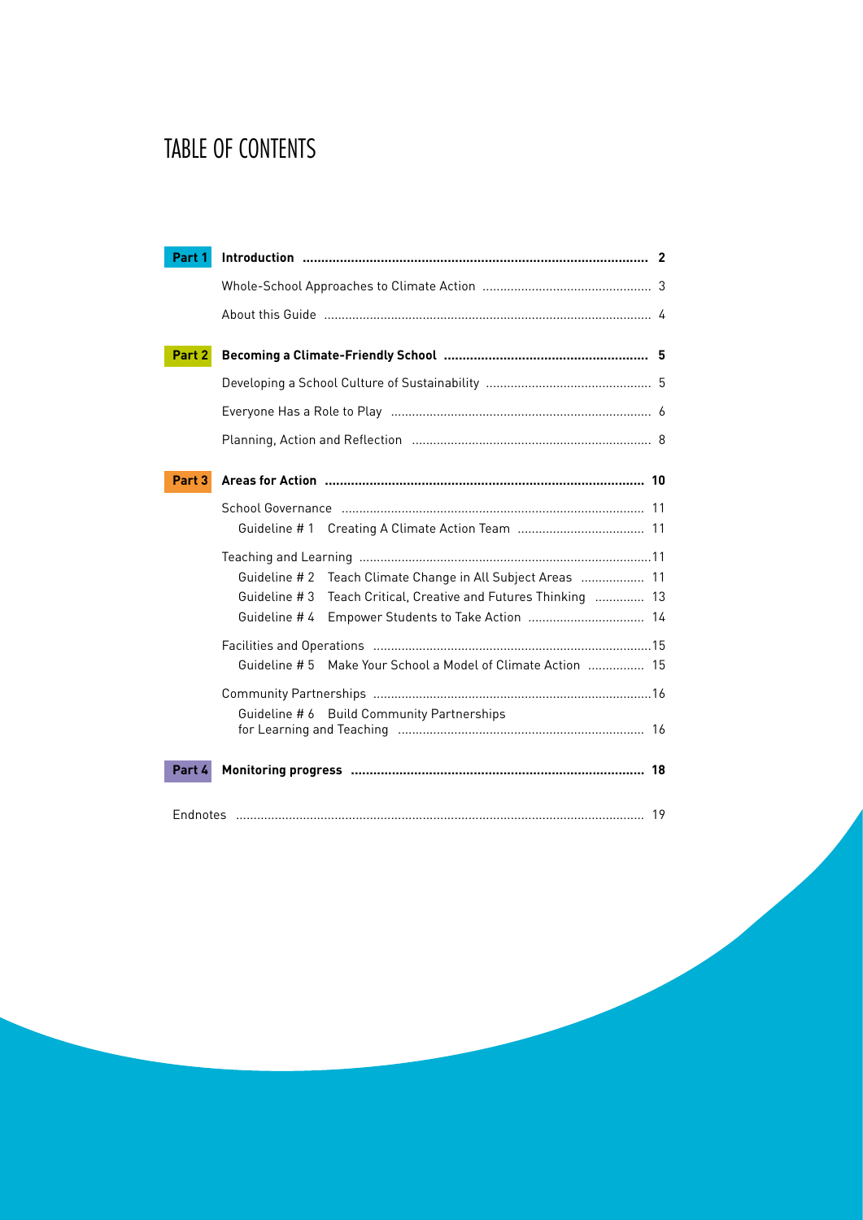# TABLE OF CONTENTS

**Part 1** **Introduction** ........ **2**

- Whole-School Approaches to Climate Action ........ 3
- About this Guide ........ 4

**Part 2** **Becoming a Climate-Friendly School** ........ **5**

- Developing a School Culture of Sustainability ........ 5
- Everyone Has a Role to Play ........ 6
- Planning, Action and Reflection ........ 8

**Part 3** **Areas for Action** ........ **10**

- School Governance ........ 11
  - Guideline # 1 Creating A Climate Action Team ........ 11
- Teaching and Learning ........ 11
  - Guideline # 2 Teach Climate Change in All Subject Areas ........ 11
  - Guideline # 3 Teach Critical, Creative and Futures Thinking ........ 13
  - Guideline # 4 Empower Students to Take Action ........ 14
- Facilities and Operations ........ 15
  - Guideline # 5 Make Your School a Model of Climate Action ........ 15
- Community Partnerships ........ 16
  - Guideline # 6 Build Community Partnerships for Learning and Teaching ........ 16

**Part 4** **Monitoring progress** ........ **18**

Endnotes ........ 19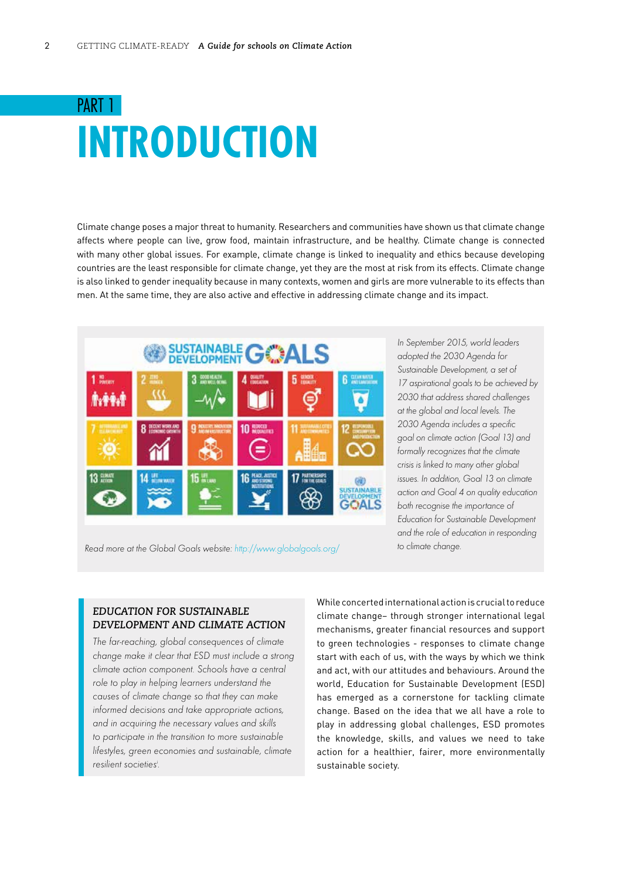PART 1

# INTRODUCTION

Climate change poses a major threat to humanity. Researchers and communities have shown us that climate change affects where people can live, grow food, maintain infrastructure, and be healthy. Climate change is connected with many other global issues. For example, climate change is linked to inequality and ethics because developing countries are the least responsible for climate change, yet they are the most at risk from its effects. Climate change is also linked to gender inequality because in many contexts, women and girls are more vulnerable to its effects than men. At the same time, they are also active and effective in addressing climate change and its impact.

Read more at the Global Goals website: http://www.globalgoals.org/

*In September 2015, world leaders adopted the 2030 Agenda for Sustainable Development, a set of 17 aspirational goals to be achieved by 2030 that address shared challenges at the global and local levels. The 2030 Agenda includes a specific goal on climate action (Goal 13) and formally recognizes that the climate crisis is linked to many other global issues. In addition, Goal 13 on climate action and Goal 4 on quality education both recognise the importance of Education for Sustainable Development and the role of education in responding to climate change.*

### EDUCATION FOR SUSTAINABLE DEVELOPMENT AND CLIMATE ACTION

*The far-reaching, global consequences of climate change make it clear that ESD must include a strong climate action component. Schools have a central role to play in helping learners understand the causes of climate change so that they can make informed decisions and take appropriate actions, and in acquiring the necessary values and skills to participate in the transition to more sustainable lifestyles, green economies and sustainable, climate resilient societies[i].*

While concerted international action is crucial to reduce climate change– through stronger international legal mechanisms, greater financial resources and support to green technologies - responses to climate change start with each of us, with the ways by which we think and act, with our attitudes and behaviours. Around the world, Education for Sustainable Development (ESD) has emerged as a cornerstone for tackling climate change. Based on the idea that we all have a role to play in addressing global challenges, ESD promotes the knowledge, skills, and values we need to take action for a healthier, fairer, more environmentally sustainable society.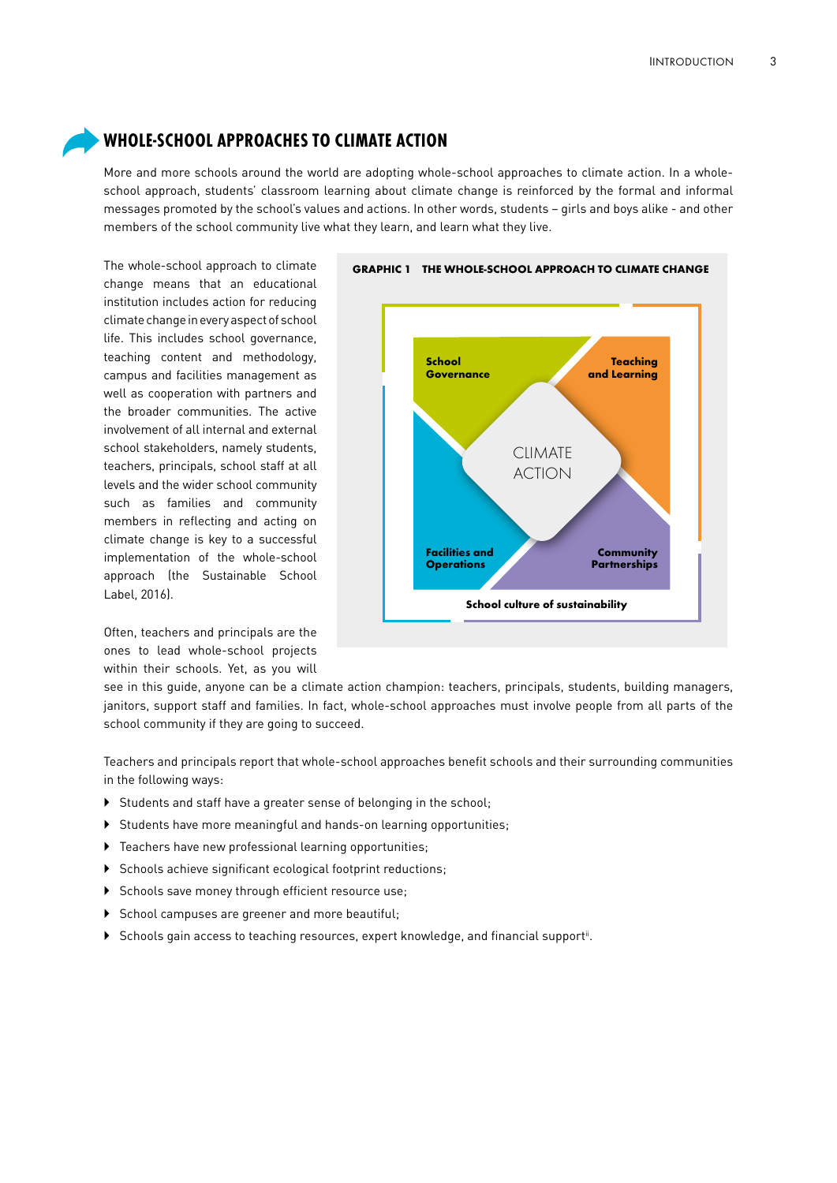## WHOLE-SCHOOL APPROACHES TO CLIMATE ACTION

More and more schools around the world are adopting whole-school approaches to climate action. In a whole-school approach, students' classroom learning about climate change is reinforced by the formal and informal messages promoted by the school's values and actions. In other words, students – girls and boys alike - and other members of the school community live what they learn, and learn what they live.

The whole-school approach to climate change means that an educational institution includes action for reducing climate change in every aspect of school life. This includes school governance, teaching content and methodology, campus and facilities management as well as cooperation with partners and the broader communities. The active involvement of all internal and external school stakeholders, namely students, teachers, principals, school staff at all levels and the wider school community such as families and community members in reflecting and acting on climate change is key to a successful implementation of the whole-school approach (the Sustainable School Label, 2016).

**GRAPHIC 1 THE WHOLE-SCHOOL APPROACH TO CLIMATE CHANGE**

School Governance | Teaching and Learning | CLIMATE ACTION | Facilities and Operations | Community Partnerships | School culture of sustainability

Often, teachers and principals are the ones to lead whole-school projects within their schools. Yet, as you will see in this guide, anyone can be a climate action champion: teachers, principals, students, building managers, janitors, support staff and families. In fact, whole-school approaches must involve people from all parts of the school community if they are going to succeed.

Teachers and principals report that whole-school approaches benefit schools and their surrounding communities in the following ways:

- Students and staff have a greater sense of belonging in the school;
- Students have more meaningful and hands-on learning opportunities;
- Teachers have new professional learning opportunities;
- Schools achieve significant ecological footprint reductions;
- Schools save money through efficient resource use;
- School campuses are greener and more beautiful;
- Schools gain access to teaching resources, expert knowledge, and financial support[ii].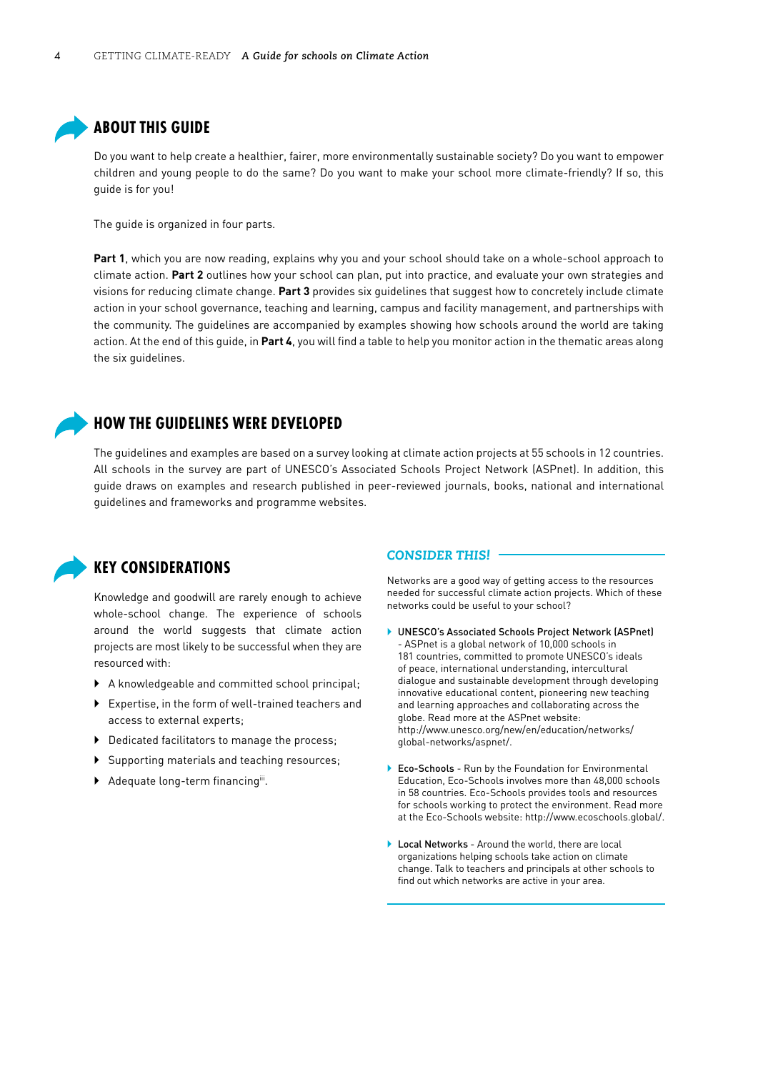## ABOUT THIS GUIDE

Do you want to help create a healthier, fairer, more environmentally sustainable society? Do you want to empower children and young people to do the same? Do you want to make your school more climate-friendly? If so, this guide is for you!

The guide is organized in four parts.

**Part 1**, which you are now reading, explains why you and your school should take on a whole-school approach to climate action. **Part 2** outlines how your school can plan, put into practice, and evaluate your own strategies and visions for reducing climate change. **Part 3** provides six guidelines that suggest how to concretely include climate action in your school governance, teaching and learning, campus and facility management, and partnerships with the community. The guidelines are accompanied by examples showing how schools around the world are taking action. At the end of this guide, in **Part 4**, you will find a table to help you monitor action in the thematic areas along the six guidelines.

## HOW THE GUIDELINES WERE DEVELOPED

The guidelines and examples are based on a survey looking at climate action projects at 55 schools in 12 countries. All schools in the survey are part of UNESCO's Associated Schools Project Network (ASPnet). In addition, this guide draws on examples and research published in peer-reviewed journals, books, national and international guidelines and frameworks and programme websites.

## KEY CONSIDERATIONS

Knowledge and goodwill are rarely enough to achieve whole-school change. The experience of schools around the world suggests that climate action projects are most likely to be successful when they are resourced with:

- A knowledgeable and committed school principal;
- Expertise, in the form of well-trained teachers and access to external experts;
- Dedicated facilitators to manage the process;
- Supporting materials and teaching resources;
- Adequate long-term financing[iii].

### *CONSIDER THIS!*

Networks are a good way of getting access to the resources needed for successful climate action projects. Which of these networks could be useful to your school?

- UNESCO's Associated Schools Project Network (ASPnet) - ASPnet is a global network of 10,000 schools in 181 countries, committed to promote UNESCO's ideals of peace, international understanding, intercultural dialogue and sustainable development through developing innovative educational content, pioneering new teaching and learning approaches and collaborating across the globe. Read more at the ASPnet website: http://www.unesco.org/new/en/education/networks/global-networks/aspnet/.
- Eco-Schools - Run by the Foundation for Environmental Education, Eco-Schools involves more than 48,000 schools in 58 countries. Eco-Schools provides tools and resources for schools working to protect the environment. Read more at the Eco-Schools website: http://www.ecoschools.global/.
- Local Networks - Around the world, there are local organizations helping schools take action on climate change. Talk to teachers and principals at other schools to find out which networks are active in your area.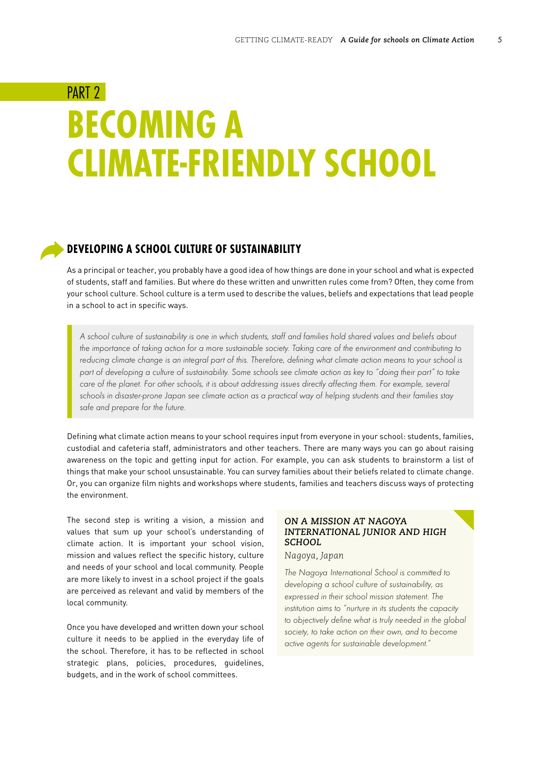PART 2

# BECOMING A CLIMATE-FRIENDLY SCHOOL

## DEVELOPING A SCHOOL CULTURE OF SUSTAINABILITY

As a principal or teacher, you probably have a good idea of how things are done in your school and what is expected of students, staff and families. But where do these written and unwritten rules come from? Often, they come from your school culture. School culture is a term used to describe the values, beliefs and expectations that lead people in a school to act in specific ways.

> *A school culture of sustainability is one in which students, staff and families hold shared values and beliefs about the importance of taking action for a more sustainable society. Taking care of the environment and contributing to reducing climate change is an integral part of this. Therefore, defining what climate action means to your school is part of developing a culture of sustainability. Some schools see climate action as key to "doing their part" to take care of the planet. For other schools, it is about addressing issues directly affecting them. For example, several schools in disaster-prone Japan see climate action as a practical way of helping students and their families stay safe and prepare for the future.*

Defining what climate action means to your school requires input from everyone in your school: students, families, custodial and cafeteria staff, administrators and other teachers. There are many ways you can go about raising awareness on the topic and getting input for action. For example, you can ask students to brainstorm a list of things that make your school unsustainable. You can survey families about their beliefs related to climate change. Or, you can organize film nights and workshops where students, families and teachers discuss ways of protecting the environment.

The second step is writing a vision, a mission and values that sum up your school's understanding of climate action. It is important your school vision, mission and values reflect the specific history, culture and needs of your school and local community. People are more likely to invest in a school project if the goals are perceived as relevant and valid by members of the local community.

Once you have developed and written down your school culture it needs to be applied in the everyday life of the school. Therefore, it has to be reflected in school strategic plans, policies, procedures, guidelines, budgets, and in the work of school committees.

### *ON A MISSION AT NAGOYA INTERNATIONAL JUNIOR AND HIGH SCHOOL*

*Nagoya, Japan*

*The Nagoya International School is committed to developing a school culture of sustainability, as expressed in their school mission statement. The institution aims to "nurture in its students the capacity to objectively define what is truly needed in the global society, to take action on their own, and to become active agents for sustainable development."*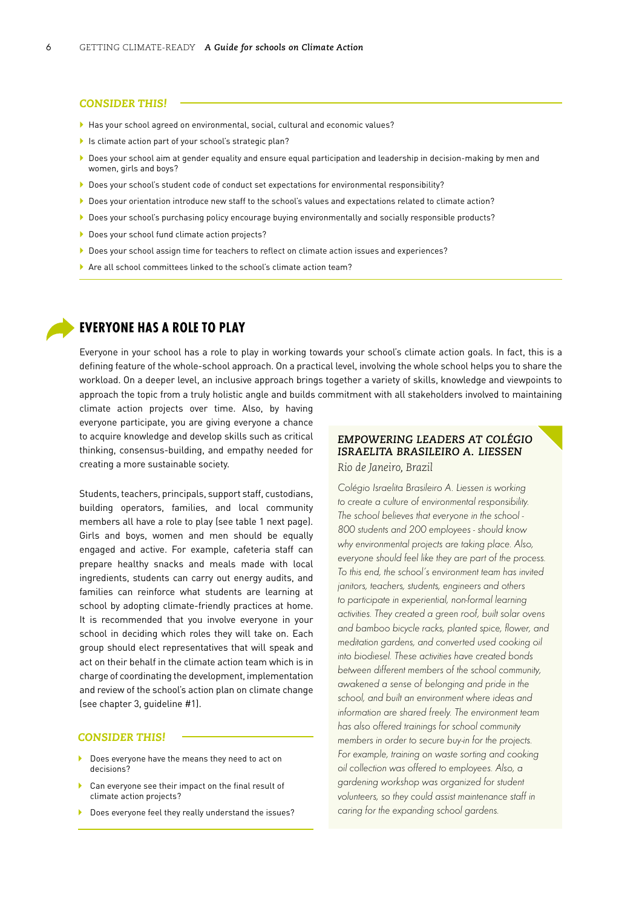### CONSIDER THIS!

- Has your school agreed on environmental, social, cultural and economic values?
- Is climate action part of your school's strategic plan?
- Does your school aim at gender equality and ensure equal participation and leadership in decision-making by men and women, girls and boys?
- Does your school's student code of conduct set expectations for environmental responsibility?
- Does your orientation introduce new staff to the school's values and expectations related to climate action?
- Does your school's purchasing policy encourage buying environmentally and socially responsible products?
- Does your school fund climate action projects?
- Does your school assign time for teachers to reflect on climate action issues and experiences?
- Are all school committees linked to the school's climate action team?

## EVERYONE HAS A ROLE TO PLAY

Everyone in your school has a role to play in working towards your school's climate action goals. In fact, this is a defining feature of the whole-school approach. On a practical level, involving the whole school helps you to share the workload. On a deeper level, an inclusive approach brings together a variety of skills, knowledge and viewpoints to approach the topic from a truly holistic angle and builds commitment with all stakeholders involved to maintaining climate action projects over time. Also, by having everyone participate, you are giving everyone a chance to acquire knowledge and develop skills such as critical thinking, consensus-building, and empathy needed for creating a more sustainable society.

Students, teachers, principals, support staff, custodians, building operators, families, and local community members all have a role to play (see table 1 next page). Girls and boys, women and men should be equally engaged and active. For example, cafeteria staff can prepare healthy snacks and meals made with local ingredients, students can carry out energy audits, and families can reinforce what students are learning at school by adopting climate-friendly practices at home. It is recommended that you involve everyone in your school in deciding which roles they will take on. Each group should elect representatives that will speak and act on their behalf in the climate action team which is in charge of coordinating the development, implementation and review of the school's action plan on climate change (see chapter 3, guideline #1).

### CONSIDER THIS!

- Does everyone have the means they need to act on decisions?
- Can everyone see their impact on the final result of climate action projects?
- Does everyone feel they really understand the issues?

### *EMPOWERING LEADERS AT COLÉGIO ISRAELITA BRASILEIRO A. LIESSEN*

*Rio de Janeiro, Brazil*

*Colégio Israelita Brasileiro A. Liessen is working to create a culture of environmental responsibility. The school believes that everyone in the school - 800 students and 200 employees - should know why environmental projects are taking place. Also, everyone should feel like they are part of the process. To this end, the school's environment team has invited janitors, teachers, students, engineers and others to participate in experiential, non-formal learning activities. They created a green roof, built solar ovens and bamboo bicycle racks, planted spice, flower, and meditation gardens, and converted used cooking oil into biodiesel. These activities have created bonds between different members of the school community, awakened a sense of belonging and pride in the school, and built an environment where ideas and information are shared freely. The environment team has also offered trainings for school community members in order to secure buy-in for the projects. For example, training on waste sorting and cooking oil collection was offered to employees. Also, a gardening workshop was organized for student volunteers, so they could assist maintenance staff in caring for the expanding school gardens.*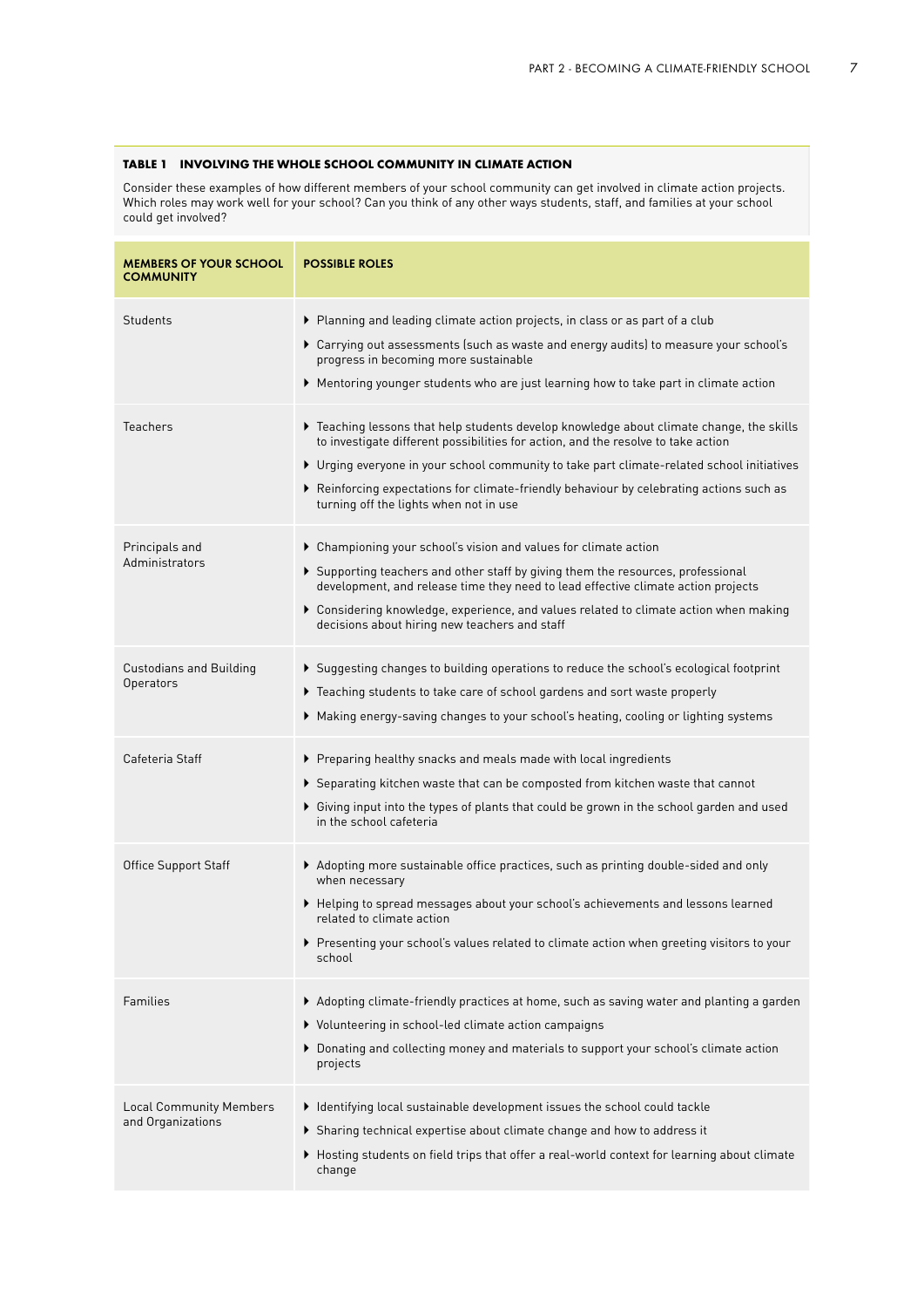**TABLE 1 INVOLVING THE WHOLE SCHOOL COMMUNITY IN CLIMATE ACTION**

Consider these examples of how different members of your school community can get involved in climate action projects. Which roles may work well for your school? Can you think of any other ways students, staff, and families at your school could get involved?

| MEMBERS OF YOUR SCHOOL COMMUNITY | POSSIBLE ROLES |
|---|---|
| Students | ▸ Planning and leading climate action projects, in class or as part of a club<br>▸ Carrying out assessments (such as waste and energy audits) to measure your school's progress in becoming more sustainable<br>▸ Mentoring younger students who are just learning how to take part in climate action |
| Teachers | ▸ Teaching lessons that help students develop knowledge about climate change, the skills to investigate different possibilities for action, and the resolve to take action<br>▸ Urging everyone in your school community to take part climate-related school initiatives<br>▸ Reinforcing expectations for climate-friendly behaviour by celebrating actions such as turning off the lights when not in use |
| Principals and Administrators | ▸ Championing your school's vision and values for climate action<br>▸ Supporting teachers and other staff by giving them the resources, professional development, and release time they need to lead effective climate action projects<br>▸ Considering knowledge, experience, and values related to climate action when making decisions about hiring new teachers and staff |
| Custodians and Building Operators | ▸ Suggesting changes to building operations to reduce the school's ecological footprint<br>▸ Teaching students to take care of school gardens and sort waste properly<br>▸ Making energy-saving changes to your school's heating, cooling or lighting systems |
| Cafeteria Staff | ▸ Preparing healthy snacks and meals made with local ingredients<br>▸ Separating kitchen waste that can be composted from kitchen waste that cannot<br>▸ Giving input into the types of plants that could be grown in the school garden and used in the school cafeteria |
| Office Support Staff | ▸ Adopting more sustainable office practices, such as printing double-sided and only when necessary<br>▸ Helping to spread messages about your school's achievements and lessons learned related to climate action<br>▸ Presenting your school's values related to climate action when greeting visitors to your school |
| Families | ▸ Adopting climate-friendly practices at home, such as saving water and planting a garden<br>▸ Volunteering in school-led climate action campaigns<br>▸ Donating and collecting money and materials to support your school's climate action projects |
| Local Community Members and Organizations | ▸ Identifying local sustainable development issues the school could tackle<br>▸ Sharing technical expertise about climate change and how to address it<br>▸ Hosting students on field trips that offer a real-world context for learning about climate change |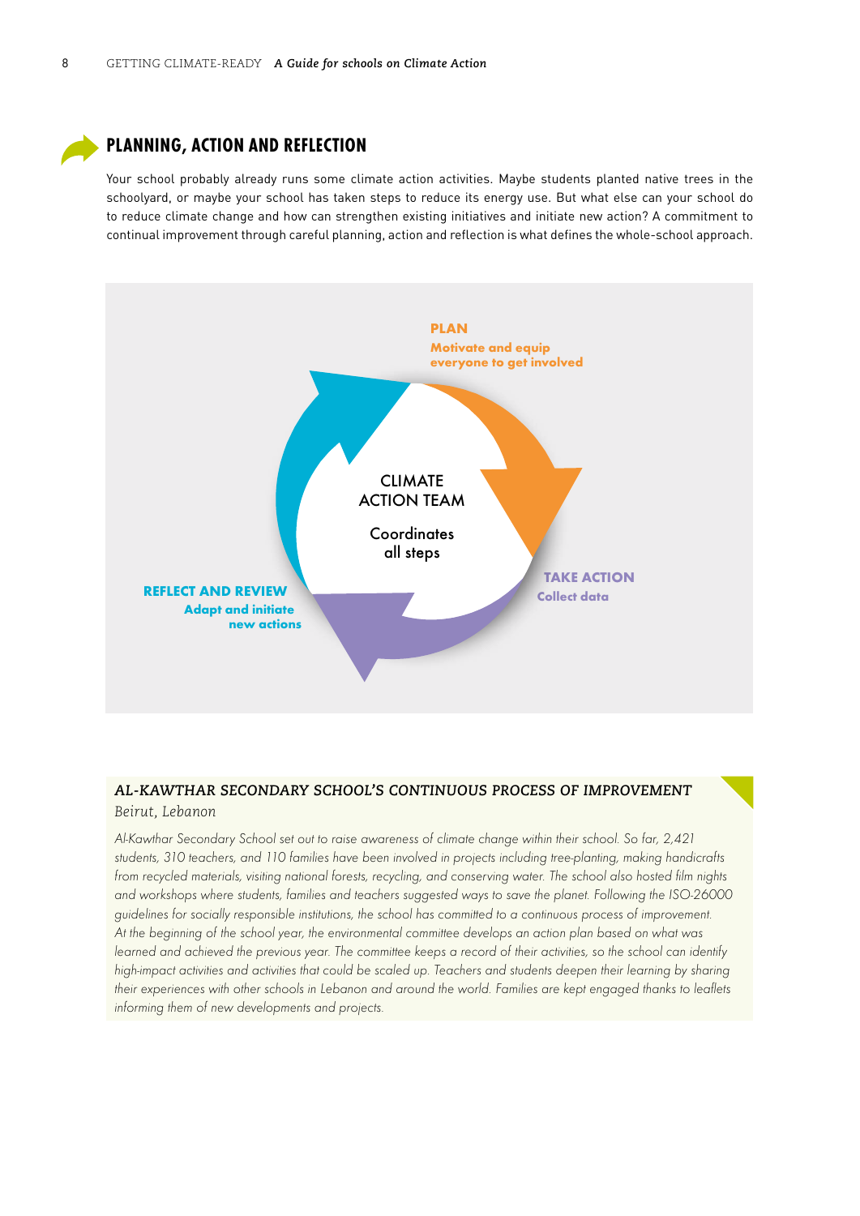## PLANNING, ACTION AND REFLECTION

Your school probably already runs some climate action activities. Maybe students planted native trees in the schoolyard, or maybe your school has taken steps to reduce its energy use. But what else can your school do to reduce climate change and how can strengthen existing initiatives and initiate new action? A commitment to continual improvement through careful planning, action and reflection is what defines the whole-school approach.

**PLAN**
**Motivate and equip everyone to get involved**

**TAKE ACTION**
**Collect data**

**REFLECT AND REVIEW**
**Adapt and initiate new actions**

CLIMATE ACTION TEAM

Coordinates all steps

### *AL-KAWTHAR SECONDARY SCHOOL'S CONTINUOUS PROCESS OF IMPROVEMENT*

*Beirut, Lebanon*

*Al-Kawthar Secondary School set out to raise awareness of climate change within their school. So far, 2,421 students, 310 teachers, and 110 families have been involved in projects including tree-planting, making handicrafts from recycled materials, visiting national forests, recycling, and conserving water. The school also hosted film nights and workshops where students, families and teachers suggested ways to save the planet. Following the ISO-26000 guidelines for socially responsible institutions, the school has committed to a continuous process of improvement. At the beginning of the school year, the environmental committee develops an action plan based on what was learned and achieved the previous year. The committee keeps a record of their activities, so the school can identify high-impact activities and activities that could be scaled up. Teachers and students deepen their learning by sharing their experiences with other schools in Lebanon and around the world. Families are kept engaged thanks to leaflets informing them of new developments and projects.*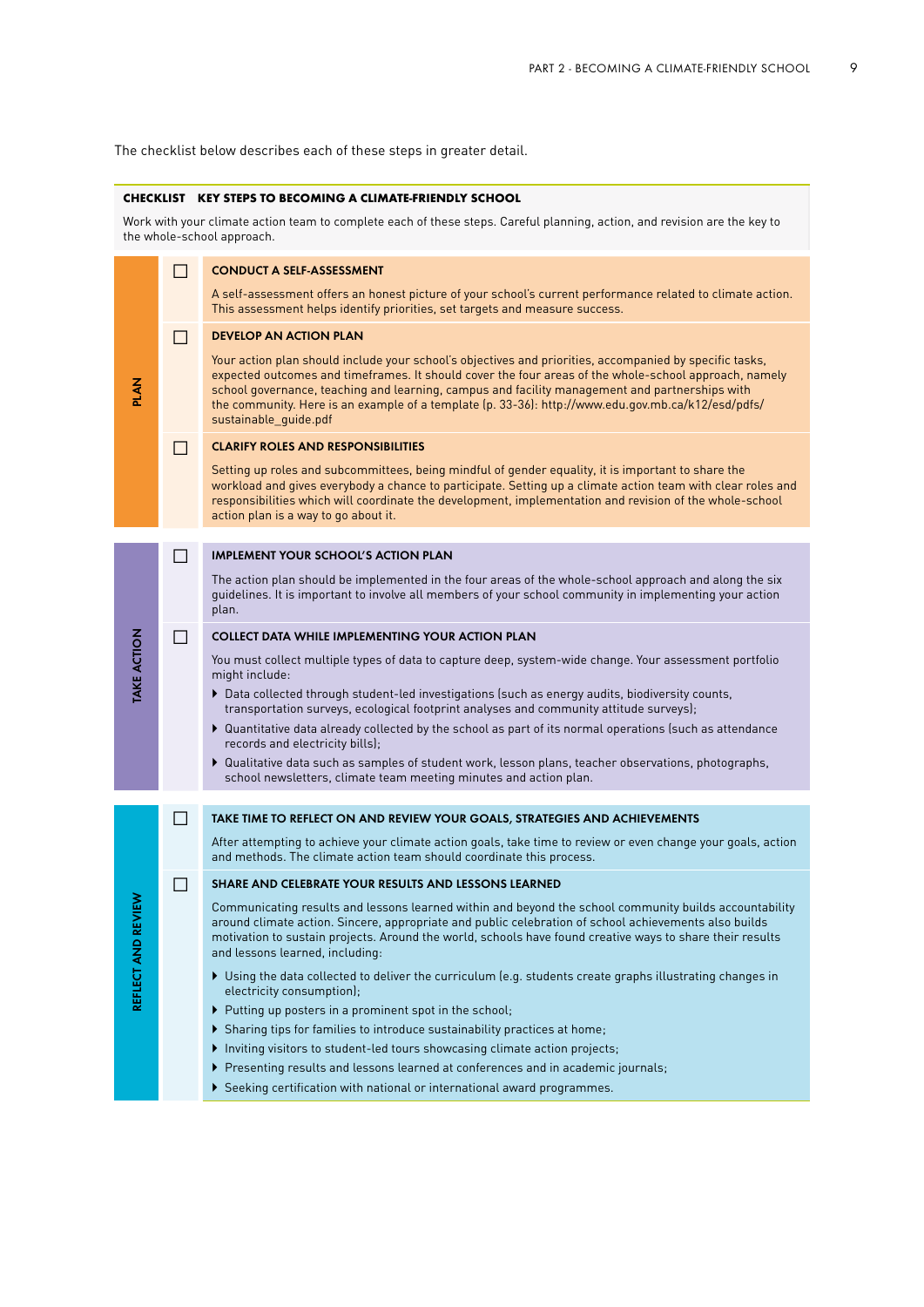The checklist below describes each of these steps in greater detail.

**CHECKLIST KEY STEPS TO BECOMING A CLIMATE-FRIENDLY SCHOOL**

Work with your climate action team to complete each of these steps. Careful planning, action, and revision are the key to the whole-school approach.

## PLAN

- [ ] **CONDUCT A SELF-ASSESSMENT**

  A self-assessment offers an honest picture of your school's current performance related to climate action. This assessment helps identify priorities, set targets and measure success.

- [ ] **DEVELOP AN ACTION PLAN**

  Your action plan should include your school's objectives and priorities, accompanied by specific tasks, expected outcomes and timeframes. It should cover the four areas of the whole-school approach, namely school governance, teaching and learning, campus and facility management and partnerships with the community. Here is an example of a template (p. 33-36): http://www.edu.gov.mb.ca/k12/esd/pdfs/sustainable_guide.pdf

- [ ] **CLARIFY ROLES AND RESPONSIBILITIES**

  Setting up roles and subcommittees, being mindful of gender equality, it is important to share the workload and gives everybody a chance to participate. Setting up a climate action team with clear roles and responsibilities which will coordinate the development, implementation and revision of the whole-school action plan is a way to go about it.

## TAKE ACTION

- [ ] **IMPLEMENT YOUR SCHOOL'S ACTION PLAN**

  The action plan should be implemented in the four areas of the whole-school approach and along the six guidelines. It is important to involve all members of your school community in implementing your action plan.

- [ ] **COLLECT DATA WHILE IMPLEMENTING YOUR ACTION PLAN**

  You must collect multiple types of data to capture deep, system-wide change. Your assessment portfolio might include:

  - Data collected through student-led investigations (such as energy audits, biodiversity counts, transportation surveys, ecological footprint analyses and community attitude surveys);
  - Quantitative data already collected by the school as part of its normal operations (such as attendance records and electricity bills);
  - Qualitative data such as samples of student work, lesson plans, teacher observations, photographs, school newsletters, climate team meeting minutes and action plan.

## REFLECT AND REVIEW

- [ ] **TAKE TIME TO REFLECT ON AND REVIEW YOUR GOALS, STRATEGIES AND ACHIEVEMENTS**

  After attempting to achieve your climate action goals, take time to review or even change your goals, action and methods. The climate action team should coordinate this process.

- [ ] **SHARE AND CELEBRATE YOUR RESULTS AND LESSONS LEARNED**

  Communicating results and lessons learned within and beyond the school community builds accountability around climate action. Sincere, appropriate and public celebration of school achievements also builds motivation to sustain projects. Around the world, schools have found creative ways to share their results and lessons learned, including:

  - Using the data collected to deliver the curriculum (e.g. students create graphs illustrating changes in electricity consumption);
  - Putting up posters in a prominent spot in the school;
  - Sharing tips for families to introduce sustainability practices at home;
  - Inviting visitors to student-led tours showcasing climate action projects;
  - Presenting results and lessons learned at conferences and in academic journals;
  - Seeking certification with national or international award programmes.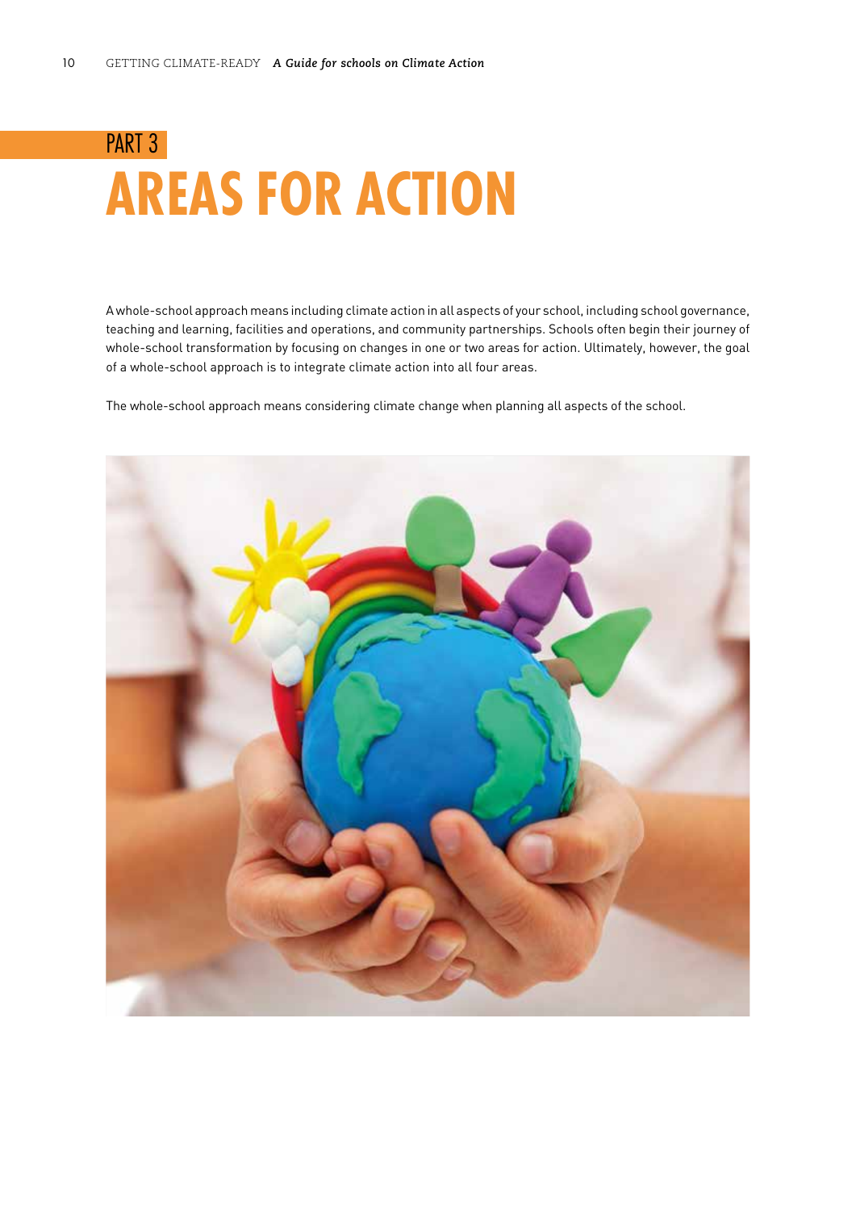# PART 3

# AREAS FOR ACTION

A whole-school approach means including climate action in all aspects of your school, including school governance, teaching and learning, facilities and operations, and community partnerships. Schools often begin their journey of whole-school transformation by focusing on changes in one or two areas for action. Ultimately, however, the goal of a whole-school approach is to integrate climate action into all four areas.

The whole-school approach means considering climate change when planning all aspects of the school.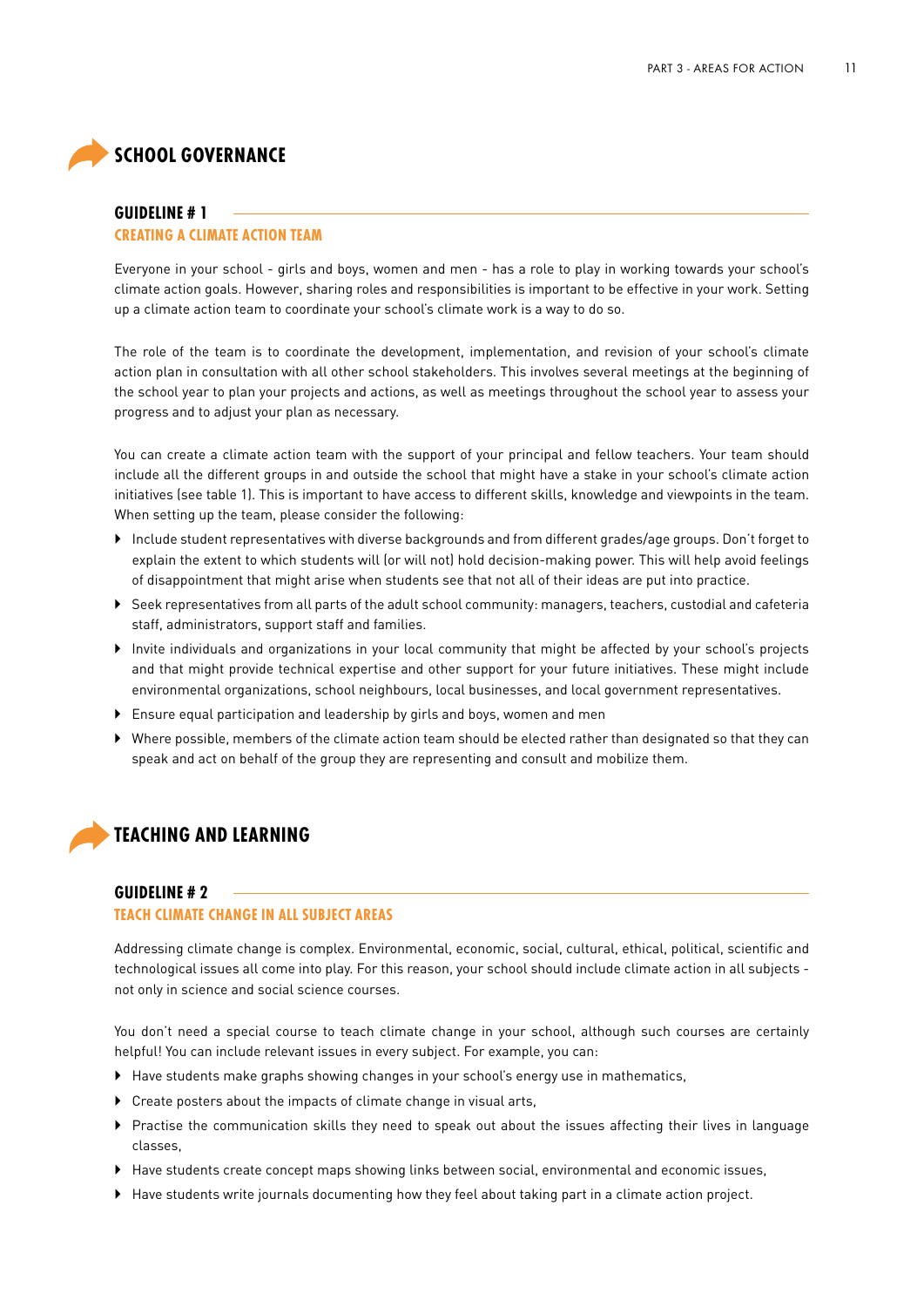## SCHOOL GOVERNANCE

### GUIDELINE # 1

#### CREATING A CLIMATE ACTION TEAM

Everyone in your school - girls and boys, women and men - has a role to play in working towards your school's climate action goals. However, sharing roles and responsibilities is important to be effective in your work. Setting up a climate action team to coordinate your school's climate work is a way to do so.

The role of the team is to coordinate the development, implementation, and revision of your school's climate action plan in consultation with all other school stakeholders. This involves several meetings at the beginning of the school year to plan your projects and actions, as well as meetings throughout the school year to assess your progress and to adjust your plan as necessary.

You can create a climate action team with the support of your principal and fellow teachers. Your team should include all the different groups in and outside the school that might have a stake in your school's climate action initiatives (see table 1). This is important to have access to different skills, knowledge and viewpoints in the team. When setting up the team, please consider the following:

- Include student representatives with diverse backgrounds and from different grades/age groups. Don't forget to explain the extent to which students will (or will not) hold decision-making power. This will help avoid feelings of disappointment that might arise when students see that not all of their ideas are put into practice.
- Seek representatives from all parts of the adult school community: managers, teachers, custodial and cafeteria staff, administrators, support staff and families.
- Invite individuals and organizations in your local community that might be affected by your school's projects and that might provide technical expertise and other support for your future initiatives. These might include environmental organizations, school neighbours, local businesses, and local government representatives.
- Ensure equal participation and leadership by girls and boys, women and men
- Where possible, members of the climate action team should be elected rather than designated so that they can speak and act on behalf of the group they are representing and consult and mobilize them.

## TEACHING AND LEARNING

### GUIDELINE # 2

#### TEACH CLIMATE CHANGE IN ALL SUBJECT AREAS

Addressing climate change is complex. Environmental, economic, social, cultural, ethical, political, scientific and technological issues all come into play. For this reason, your school should include climate action in all subjects - not only in science and social science courses.

You don't need a special course to teach climate change in your school, although such courses are certainly helpful! You can include relevant issues in every subject. For example, you can:

- Have students make graphs showing changes in your school's energy use in mathematics,
- Create posters about the impacts of climate change in visual arts,
- Practise the communication skills they need to speak out about the issues affecting their lives in language classes,
- Have students create concept maps showing links between social, environmental and economic issues,
- Have students write journals documenting how they feel about taking part in a climate action project.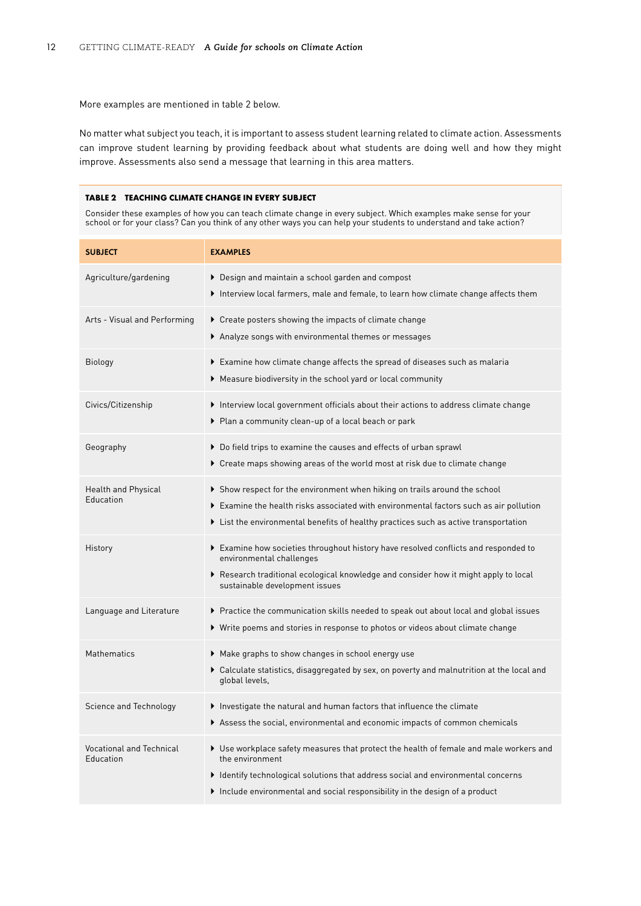More examples are mentioned in table 2 below.

No matter what subject you teach, it is important to assess student learning related to climate action. Assessments can improve student learning by providing feedback about what students are doing well and how they might improve. Assessments also send a message that learning in this area matters.

**TABLE 2 TEACHING CLIMATE CHANGE IN EVERY SUBJECT**

Consider these examples of how you can teach climate change in every subject. Which examples make sense for your school or for your class? Can you think of any other ways you can help your students to understand and take action?

| SUBJECT | EXAMPLES |
| --- | --- |
| Agriculture/gardening | ▸ Design and maintain a school garden and compost<br>▸ Interview local farmers, male and female, to learn how climate change affects them |
| Arts - Visual and Performing | ▸ Create posters showing the impacts of climate change<br>▸ Analyze songs with environmental themes or messages |
| Biology | ▸ Examine how climate change affects the spread of diseases such as malaria<br>▸ Measure biodiversity in the school yard or local community |
| Civics/Citizenship | ▸ Interview local government officials about their actions to address climate change<br>▸ Plan a community clean-up of a local beach or park |
| Geography | ▸ Do field trips to examine the causes and effects of urban sprawl<br>▸ Create maps showing areas of the world most at risk due to climate change |
| Health and Physical Education | ▸ Show respect for the environment when hiking on trails around the school<br>▸ Examine the health risks associated with environmental factors such as air pollution<br>▸ List the environmental benefits of healthy practices such as active transportation |
| History | ▸ Examine how societies throughout history have resolved conflicts and responded to environmental challenges<br>▸ Research traditional ecological knowledge and consider how it might apply to local sustainable development issues |
| Language and Literature | ▸ Practice the communication skills needed to speak out about local and global issues<br>▸ Write poems and stories in response to photos or videos about climate change |
| Mathematics | ▸ Make graphs to show changes in school energy use<br>▸ Calculate statistics, disaggregated by sex, on poverty and malnutrition at the local and global levels, |
| Science and Technology | ▸ Investigate the natural and human factors that influence the climate<br>▸ Assess the social, environmental and economic impacts of common chemicals |
| Vocational and Technical Education | ▸ Use workplace safety measures that protect the health of female and male workers and the environment<br>▸ Identify technological solutions that address social and environmental concerns<br>▸ Include environmental and social responsibility in the design of a product |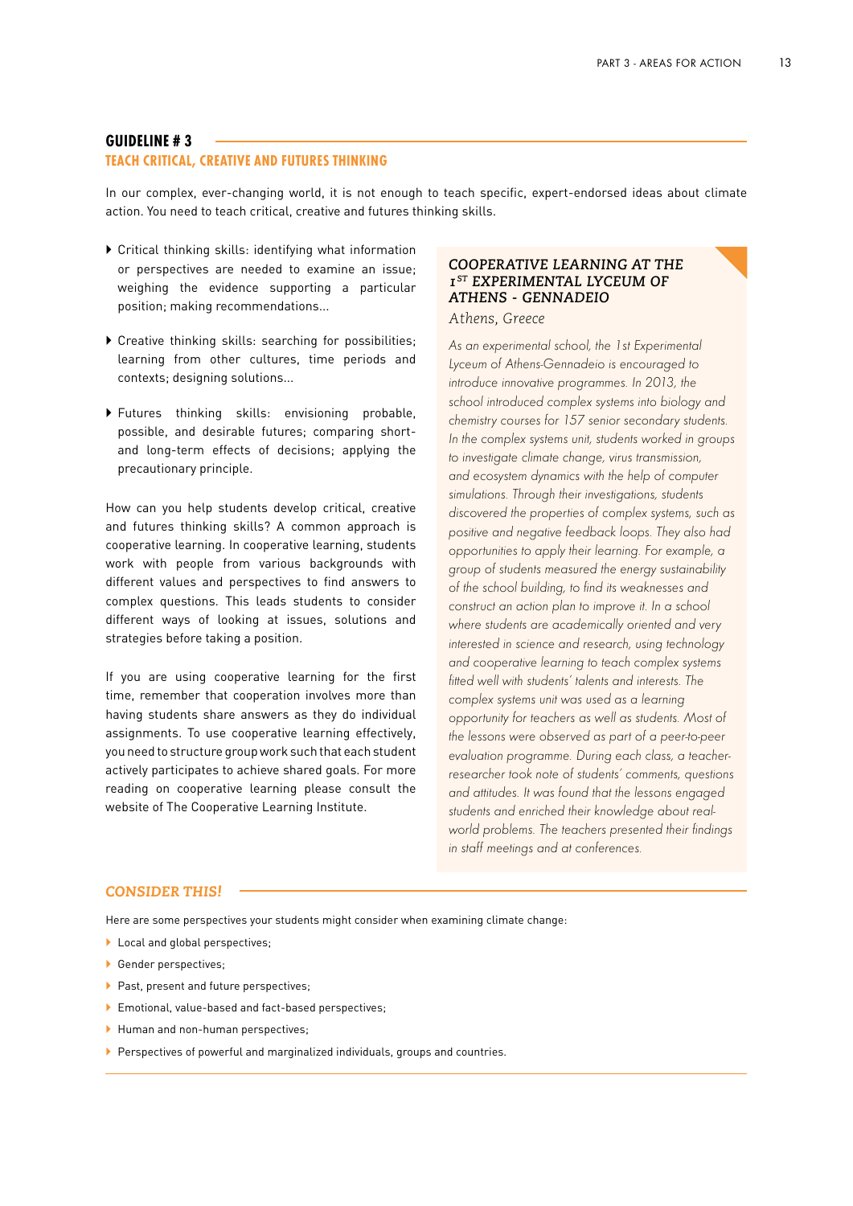## GUIDELINE # 3

### TEACH CRITICAL, CREATIVE AND FUTURES THINKING

In our complex, ever-changing world, it is not enough to teach specific, expert-endorsed ideas about climate action. You need to teach critical, creative and futures thinking skills.

- Critical thinking skills: identifying what information or perspectives are needed to examine an issue; weighing the evidence supporting a particular position; making recommendations...
- Creative thinking skills: searching for possibilities; learning from other cultures, time periods and contexts; designing solutions...
- Futures thinking skills: envisioning probable, possible, and desirable futures; comparing short- and long-term effects of decisions; applying the precautionary principle.

How can you help students develop critical, creative and futures thinking skills? A common approach is cooperative learning. In cooperative learning, students work with people from various backgrounds with different values and perspectives to find answers to complex questions. This leads students to consider different ways of looking at issues, solutions and strategies before taking a position.

If you are using cooperative learning for the first time, remember that cooperation involves more than having students share answers as they do individual assignments. To use cooperative learning effectively, you need to structure group work such that each student actively participates to achieve shared goals. For more reading on cooperative learning please consult the website of The Cooperative Learning Institute.

#### *COOPERATIVE LEARNING AT THE 1ST EXPERIMENTAL LYCEUM OF ATHENS - GENNADEIO*

*Athens, Greece*

*As an experimental school, the 1st Experimental Lyceum of Athens-Gennadeio is encouraged to introduce innovative programmes. In 2013, the school introduced complex systems into biology and chemistry courses for 157 senior secondary students. In the complex systems unit, students worked in groups to investigate climate change, virus transmission, and ecosystem dynamics with the help of computer simulations. Through their investigations, students discovered the properties of complex systems, such as positive and negative feedback loops. They also had opportunities to apply their learning. For example, a group of students measured the energy sustainability of the school building, to find its weaknesses and construct an action plan to improve it. In a school where students are academically oriented and very interested in science and research, using technology and cooperative learning to teach complex systems fitted well with students' talents and interests. The complex systems unit was used as a learning opportunity for teachers as well as students. Most of the lessons were observed as part of a peer-to-peer evaluation programme. During each class, a teacher-researcher took note of students' comments, questions and attitudes. It was found that the lessons engaged students and enriched their knowledge about real-world problems. The teachers presented their findings in staff meetings and at conferences.*

### *CONSIDER THIS!*

Here are some perspectives your students might consider when examining climate change:

- Local and global perspectives;
- Gender perspectives;
- Past, present and future perspectives;
- Emotional, value-based and fact-based perspectives;
- Human and non-human perspectives;
- Perspectives of powerful and marginalized individuals, groups and countries.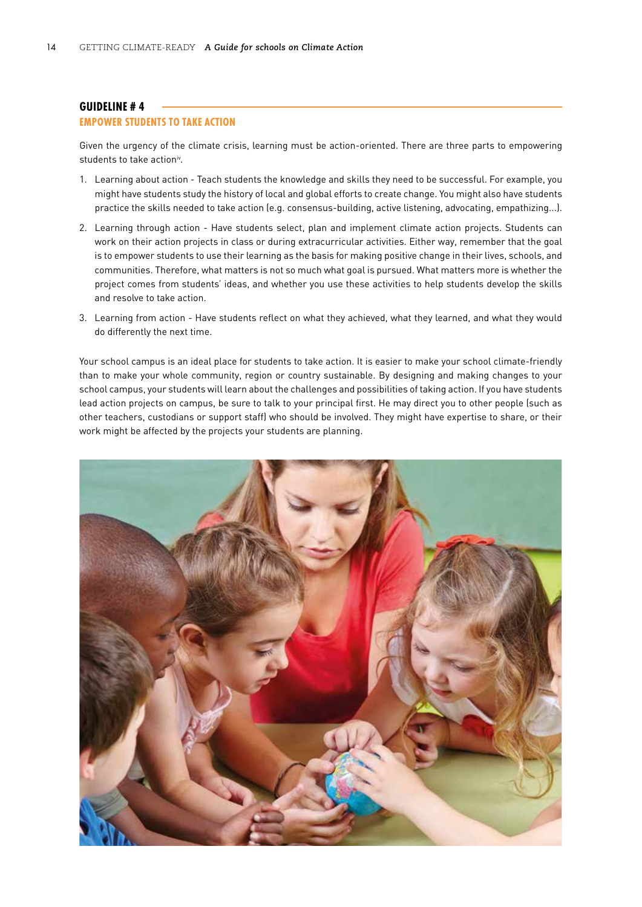## GUIDELINE # 4

### EMPOWER STUDENTS TO TAKE ACTION

Given the urgency of the climate crisis, learning must be action-oriented. There are three parts to empowering students to take action[iv].

1. Learning about action - Teach students the knowledge and skills they need to be successful. For example, you might have students study the history of local and global efforts to create change. You might also have students practice the skills needed to take action (e.g. consensus-building, active listening, advocating, empathizing...).
2. Learning through action - Have students select, plan and implement climate action projects. Students can work on their action projects in class or during extracurricular activities. Either way, remember that the goal is to empower students to use their learning as the basis for making positive change in their lives, schools, and communities. Therefore, what matters is not so much what goal is pursued. What matters more is whether the project comes from students' ideas, and whether you use these activities to help students develop the skills and resolve to take action.
3. Learning from action - Have students reflect on what they achieved, what they learned, and what they would do differently the next time.

Your school campus is an ideal place for students to take action. It is easier to make your school climate-friendly than to make your whole community, region or country sustainable. By designing and making changes to your school campus, your students will learn about the challenges and possibilities of taking action. If you have students lead action projects on campus, be sure to talk to your principal first. He may direct you to other people (such as other teachers, custodians or support staff) who should be involved. They might have expertise to share, or their work might be affected by the projects your students are planning.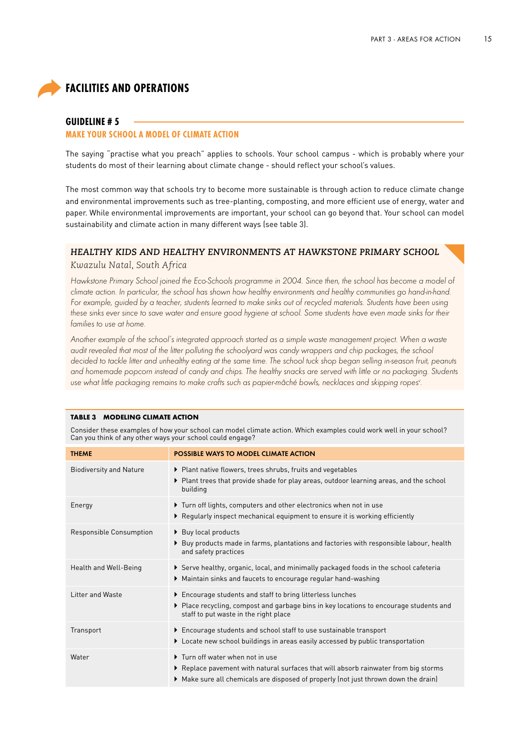# FACILITIES AND OPERATIONS

## GUIDELINE # 5

### MAKE YOUR SCHOOL A MODEL OF CLIMATE ACTION

The saying "practise what you preach" applies to schools. Your school campus - which is probably where your students do most of their learning about climate change - should reflect your school's values.

The most common way that schools try to become more sustainable is through action to reduce climate change and environmental improvements such as tree-planting, composting, and more efficient use of energy, water and paper. While environmental improvements are important, your school can go beyond that. Your school can model sustainability and climate action in many different ways (see table 3).

### *HEALTHY KIDS AND HEALTHY ENVIRONMENTS AT HAWKSTONE PRIMARY SCHOOL*

*Kwazulu Natal, South Africa*

*Hawkstone Primary School joined the Eco-Schools programme in 2004. Since then, the school has become a model of climate action. In particular, the school has shown how healthy environments and healthy communities go hand-in-hand. For example, guided by a teacher, students learned to make sinks out of recycled materials. Students have been using these sinks ever since to save water and ensure good hygiene at school. Some students have even made sinks for their families to use at home.*

*Another example of the school's integrated approach started as a simple waste management project. When a waste audit revealed that most of the litter polluting the schoolyard was candy wrappers and chip packages, the school decided to tackle litter and unhealthy eating at the same time. The school tuck shop began selling in-season fruit, peanuts and homemade popcorn instead of candy and chips. The healthy snacks are served with little or no packaging. Students use what little packaging remains to make crafts such as papier-mâché bowls, necklaces and skipping ropes[v].*

**TABLE 3 MODELING CLIMATE ACTION**

Consider these examples of how your school can model climate action. Which examples could work well in your school? Can you think of any other ways your school could engage?

| THEME | POSSIBLE WAYS TO MODEL CLIMATE ACTION |
|---|---|
| Biodiversity and Nature | ▸ Plant native flowers, trees shrubs, fruits and vegetables<br>▸ Plant trees that provide shade for play areas, outdoor learning areas, and the school building |
| Energy | ▸ Turn off lights, computers and other electronics when not in use<br>▸ Regularly inspect mechanical equipment to ensure it is working efficiently |
| Responsible Consumption | ▸ Buy local products<br>▸ Buy products made in farms, plantations and factories with responsible labour, health and safety practices |
| Health and Well-Being | ▸ Serve healthy, organic, local, and minimally packaged foods in the school cafeteria<br>▸ Maintain sinks and faucets to encourage regular hand-washing |
| Litter and Waste | ▸ Encourage students and staff to bring litterless lunches<br>▸ Place recycling, compost and garbage bins in key locations to encourage students and staff to put waste in the right place |
| Transport | ▸ Encourage students and school staff to use sustainable transport<br>▸ Locate new school buildings in areas easily accessed by public transportation |
| Water | ▸ Turn off water when not in use<br>▸ Replace pavement with natural surfaces that will absorb rainwater from big storms<br>▸ Make sure all chemicals are disposed of properly (not just thrown down the drain) |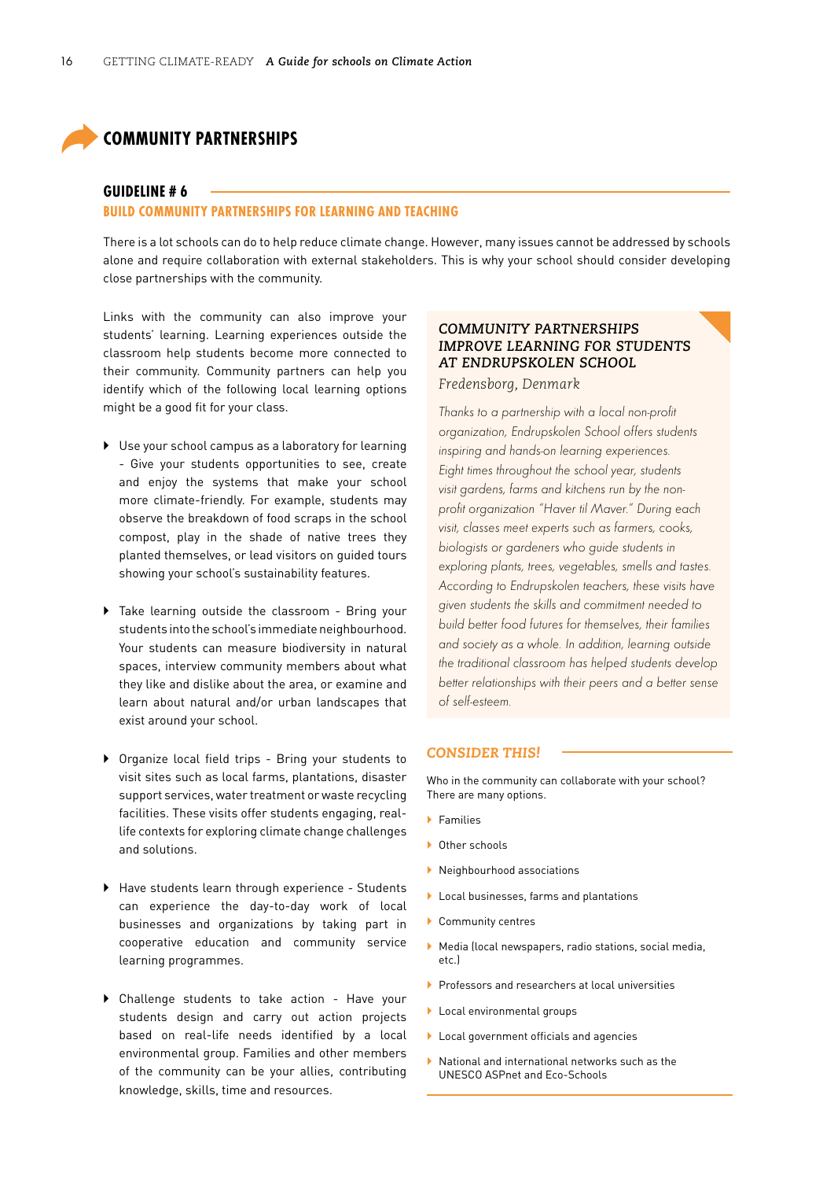# COMMUNITY PARTNERSHIPS

## GUIDELINE # 6

### BUILD COMMUNITY PARTNERSHIPS FOR LEARNING AND TEACHING

There is a lot schools can do to help reduce climate change. However, many issues cannot be addressed by schools alone and require collaboration with external stakeholders. This is why your school should consider developing close partnerships with the community.

Links with the community can also improve your students' learning. Learning experiences outside the classroom help students become more connected to their community. Community partners can help you identify which of the following local learning options might be a good fit for your class.

- Use your school campus as a laboratory for learning - Give your students opportunities to see, create and enjoy the systems that make your school more climate-friendly. For example, students may observe the breakdown of food scraps in the school compost, play in the shade of native trees they planted themselves, or lead visitors on guided tours showing your school's sustainability features.
- Take learning outside the classroom - Bring your students into the school's immediate neighbourhood. Your students can measure biodiversity in natural spaces, interview community members about what they like and dislike about the area, or examine and learn about natural and/or urban landscapes that exist around your school.
- Organize local field trips - Bring your students to visit sites such as local farms, plantations, disaster support services, water treatment or waste recycling facilities. These visits offer students engaging, real-life contexts for exploring climate change challenges and solutions.
- Have students learn through experience - Students can experience the day-to-day work of local businesses and organizations by taking part in cooperative education and community service learning programmes.
- Challenge students to take action - Have your students design and carry out action projects based on real-life needs identified by a local environmental group. Families and other members of the community can be your allies, contributing knowledge, skills, time and resources.

### *COMMUNITY PARTNERSHIPS IMPROVE LEARNING FOR STUDENTS AT ENDRUPSKOLEN SCHOOL*

*Fredensborg, Denmark*

*Thanks to a partnership with a local non-profit organization, Endrupskolen School offers students inspiring and hands-on learning experiences. Eight times throughout the school year, students visit gardens, farms and kitchens run by the non-profit organization "Haver til Maver." During each visit, classes meet experts such as farmers, cooks, biologists or gardeners who guide students in exploring plants, trees, vegetables, smells and tastes. According to Endrupskolen teachers, these visits have given students the skills and commitment needed to build better food futures for themselves, their families and society as a whole. In addition, learning outside the traditional classroom has helped students develop better relationships with their peers and a better sense of self-esteem.*

### *CONSIDER THIS!*

Who in the community can collaborate with your school? There are many options.

- Families
- Other schools
- Neighbourhood associations
- Local businesses, farms and plantations
- Community centres
- Media (local newspapers, radio stations, social media, etc.)
- Professors and researchers at local universities
- Local environmental groups
- Local government officials and agencies
- National and international networks such as the UNESCO ASPnet and Eco-Schools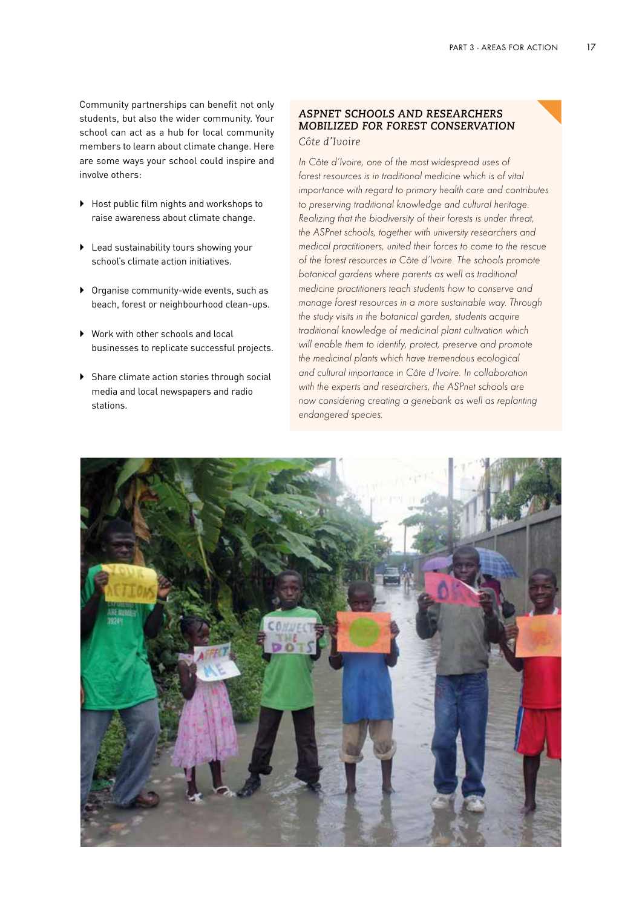Community partnerships can benefit not only students, but also the wider community. Your school can act as a hub for local community members to learn about climate change. Here are some ways your school could inspire and involve others:

- Host public film nights and workshops to raise awareness about climate change.
- Lead sustainability tours showing your school's climate action initiatives.
- Organise community-wide events, such as beach, forest or neighbourhood clean-ups.
- Work with other schools and local businesses to replicate successful projects.
- Share climate action stories through social media and local newspapers and radio stations.

### ASPNET SCHOOLS AND RESEARCHERS MOBILIZED FOR FOREST CONSERVATION

*Côte d'Ivoire*

*In Côte d'Ivoire, one of the most widespread uses of forest resources is in traditional medicine which is of vital importance with regard to primary health care and contributes to preserving traditional knowledge and cultural heritage. Realizing that the biodiversity of their forests is under threat, the ASPnet schools, together with university researchers and medical practitioners, united their forces to come to the rescue of the forest resources in Côte d'Ivoire. The schools promote botanical gardens where parents as well as traditional medicine practitioners teach students how to conserve and manage forest resources in a more sustainable way. Through the study visits in the botanical garden, students acquire traditional knowledge of medicinal plant cultivation which will enable them to identify, protect, preserve and promote the medicinal plants which have tremendous ecological and cultural importance in Côte d'Ivoire. In collaboration with the experts and researchers, the ASPnet schools are now considering creating a genebank as well as replanting endangered species.*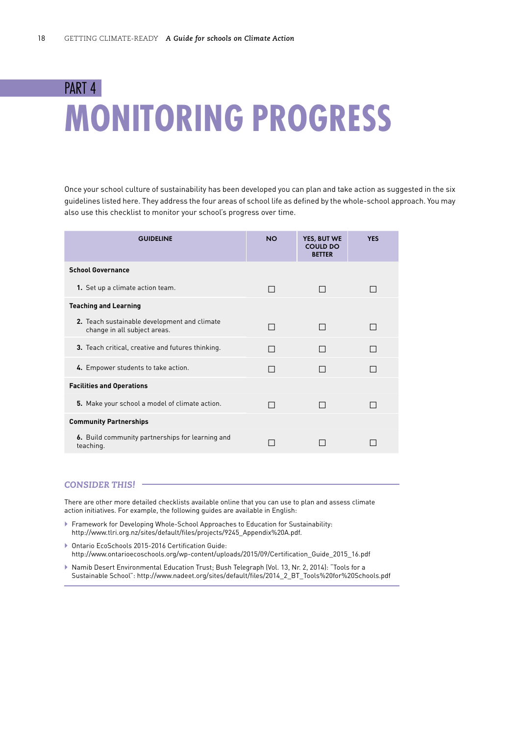PART 4

# MONITORING PROGRESS

Once your school culture of sustainability has been developed you can plan and take action as suggested in the six guidelines listed here. They address the four areas of school life as defined by the whole-school approach. You may also use this checklist to monitor your school's progress over time.

| GUIDELINE | NO | YES, BUT WE COULD DO BETTER | YES |
|---|---|---|---|
| **School Governance** | | | |
| **1.** Set up a climate action team. | ☐ | ☐ | ☐ |
| **Teaching and Learning** | | | |
| **2.** Teach sustainable development and climate change in all subject areas. | ☐ | ☐ | ☐ |
| **3.** Teach critical, creative and futures thinking. | ☐ | ☐ | ☐ |
| **4.** Empower students to take action. | ☐ | ☐ | ☐ |
| **Facilities and Operations** | | | |
| **5.** Make your school a model of climate action. | ☐ | ☐ | ☐ |
| **Community Partnerships** | | | |
| **6.** Build community partnerships for learning and teaching. | ☐ | ☐ | ☐ |

### *CONSIDER THIS!*

There are other more detailed checklists available online that you can use to plan and assess climate action initiatives. For example, the following guides are available in English:

- Framework for Developing Whole-School Approaches to Education for Sustainability: http://www.tlri.org.nz/sites/default/files/projects/9245_Appendix%20A.pdf.
- Ontario EcoSchools 2015-2016 Certification Guide: http://www.ontarioecoschools.org/wp-content/uploads/2015/09/Certification_Guide_2015_16.pdf
- Namib Desert Environmental Education Trust; Bush Telegraph (Vol. 13, Nr. 2, 2014): "Tools for a Sustainable School": http://www.nadeet.org/sites/default/files/2014_2_BT_Tools%20for%20Schools.pdf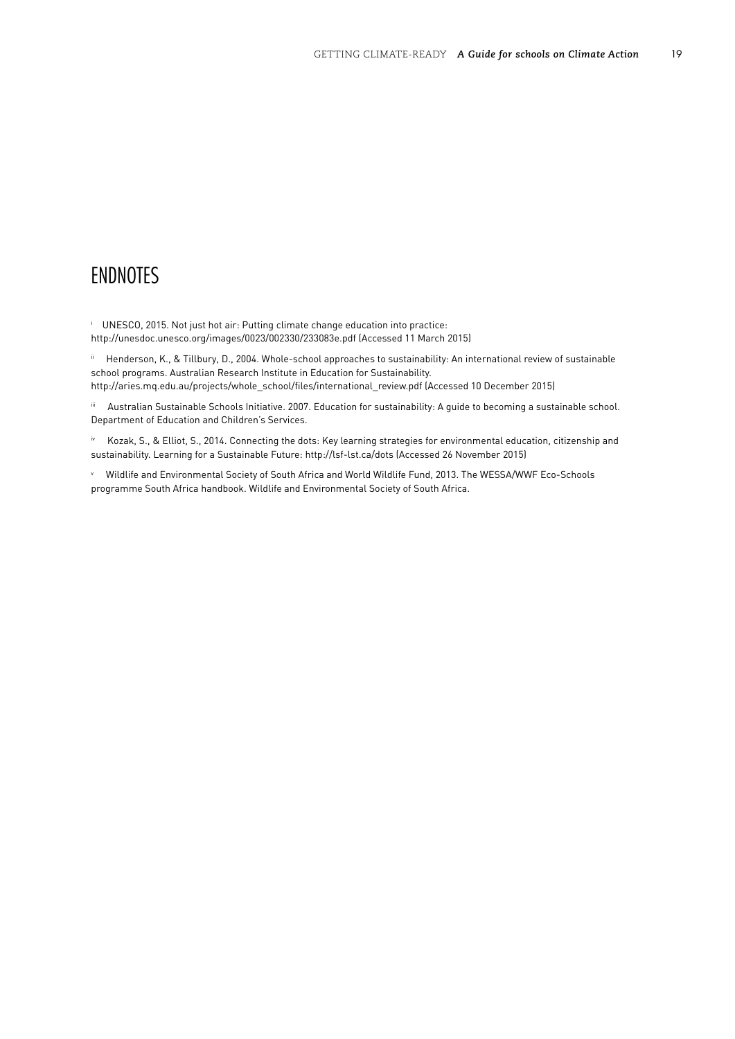# ENDNOTES

[i] UNESCO, 2015. Not just hot air: Putting climate change education into practice: http://unesdoc.unesco.org/images/0023/002330/233083e.pdf (Accessed 11 March 2015)

[ii] Henderson, K., & Tillbury, D., 2004. Whole-school approaches to sustainability: An international review of sustainable school programs. Australian Research Institute in Education for Sustainability. http://aries.mq.edu.au/projects/whole_school/files/international_review.pdf (Accessed 10 December 2015)

[iii] Australian Sustainable Schools Initiative. 2007. Education for sustainability: A guide to becoming a sustainable school. Department of Education and Children's Services.

[iv] Kozak, S., & Elliot, S., 2014. Connecting the dots: Key learning strategies for environmental education, citizenship and sustainability. Learning for a Sustainable Future: http://lsf-lst.ca/dots (Accessed 26 November 2015)

[v] Wildlife and Environmental Society of South Africa and World Wildlife Fund, 2013. The WESSA/WWF Eco-Schools programme South Africa handbook. Wildlife and Environmental Society of South Africa.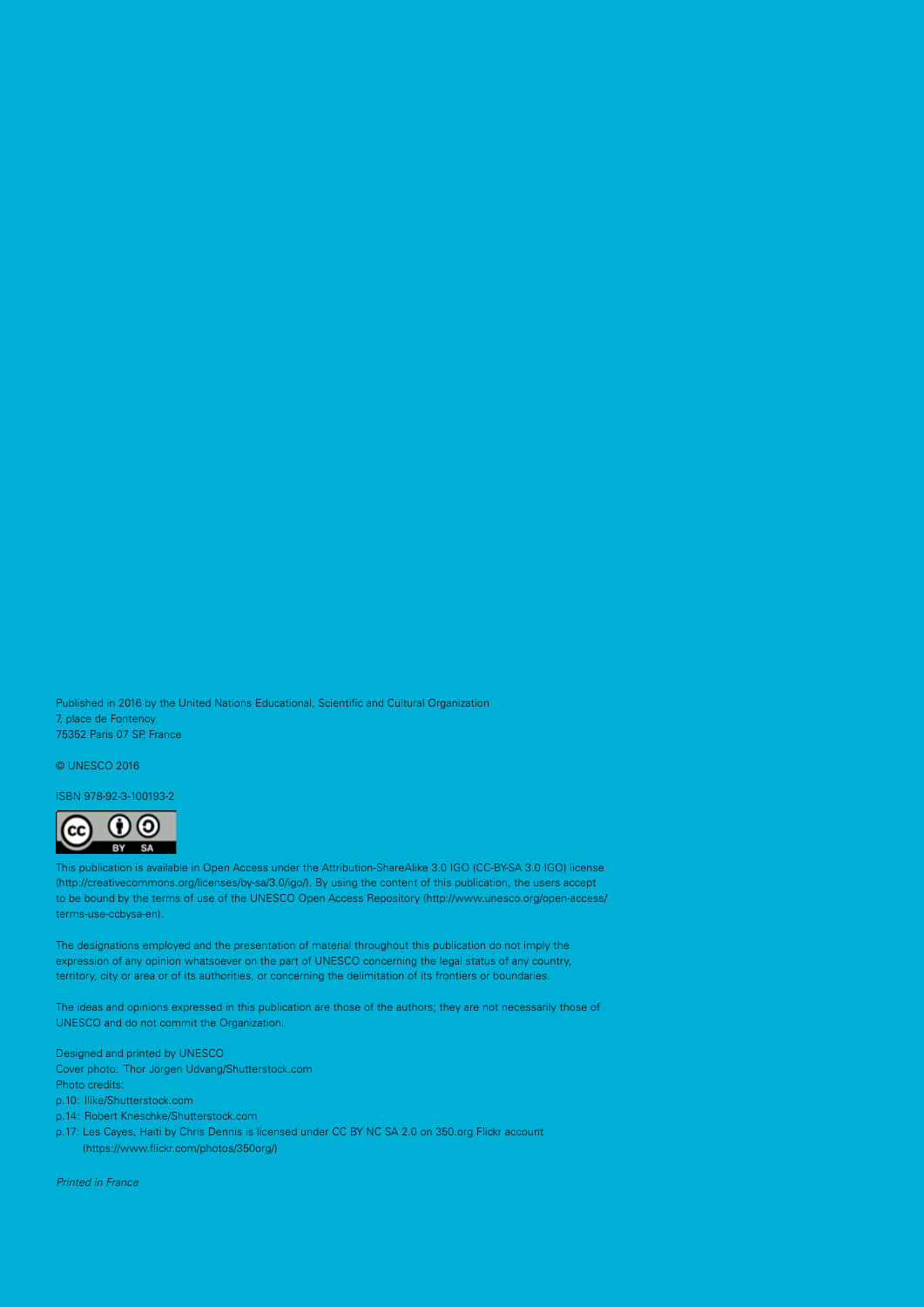Published in 2016 by the United Nations Educational, Scientific and Cultural Organization
7, place de Fontenoy
75352 Paris 07 SP, France

© UNESCO 2016

ISBN 978-92-3-100193-2

This publication is available in Open Access under the Attribution-ShareAlike 3.0 IGO (CC-BY-SA 3.0 IGO) license (http://creativecommons.org/licenses/by-sa/3.0/igo/). By using the content of this publication, the users accept to be bound by the terms of use of the UNESCO Open Access Repository (http://www.unesco.org/open-access/terms-use-ccbysa-en).

The designations employed and the presentation of material throughout this publication do not imply the expression of any opinion whatsoever on the part of UNESCO concerning the legal status of any country, territory, city or area or of its authorities, or concerning the delimitation of its frontiers or boundaries.

The ideas and opinions expressed in this publication are those of the authors; they are not necessarily those of UNESCO and do not commit the Organization.

Designed and printed by UNESCO
Cover photo: Thor Jorgen Udvang/Shutterstock.com
Photo credits:
p.10: Ilike/Shutterstock.com
p.14: Robert Kneschke/Shutterstock.com
p.17: Les Cayes, Haiti by Chris Dennis is licensed under CC BY NC SA 2.0 on 350.org Flickr account (https://www.flickr.com/photos/350org/)

*Printed in France*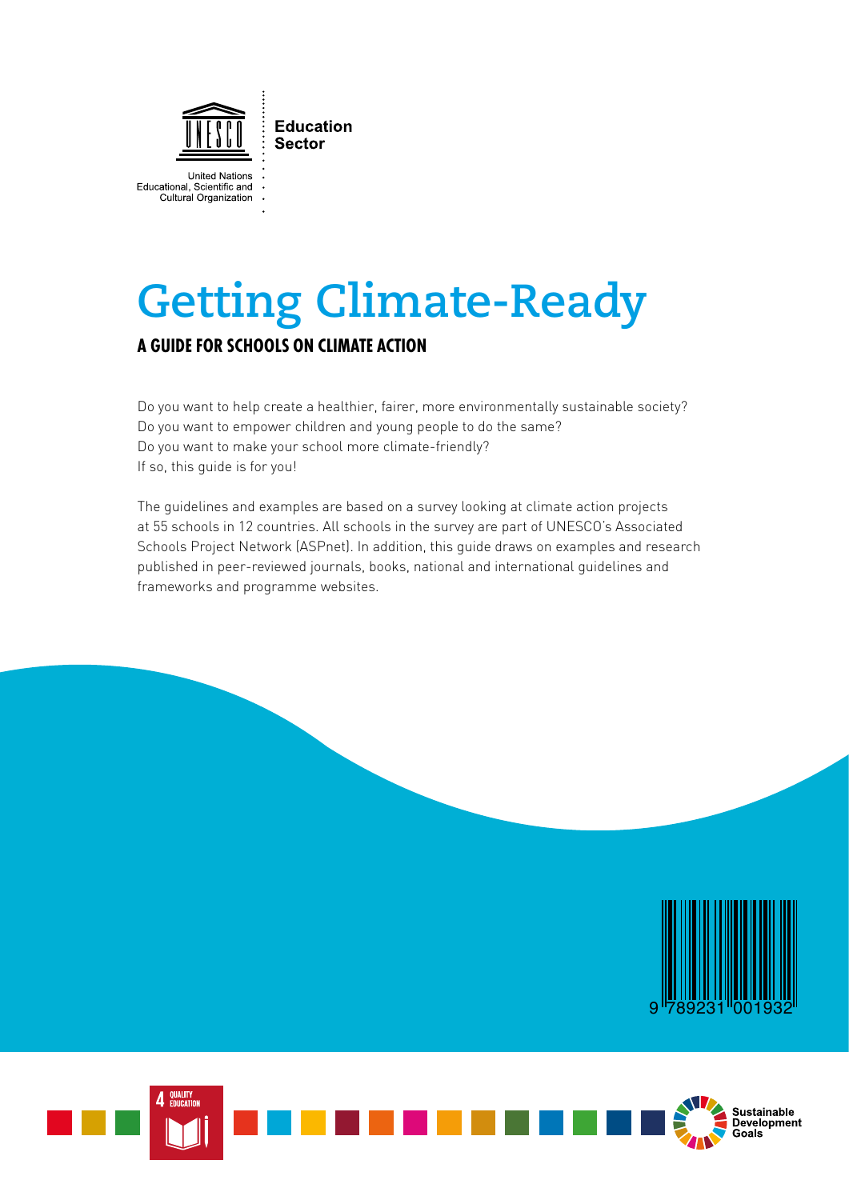United Nations Educational, Scientific and Cultural Organization

Education Sector

# Getting Climate-Ready

## A GUIDE FOR SCHOOLS ON CLIMATE ACTION

Do you want to help create a healthier, fairer, more environmentally sustainable society?
Do you want to empower children and young people to do the same?
Do you want to make your school more climate-friendly?
If so, this guide is for you!

The guidelines and examples are based on a survey looking at climate action projects at 55 schools in 12 countries. All schools in the survey are part of UNESCO's Associated Schools Project Network (ASPnet). In addition, this guide draws on examples and research published in peer-reviewed journals, books, national and international guidelines and frameworks and programme websites.

9 789231 001932

4 QUALITY EDUCATION

Sustainable Development Goals